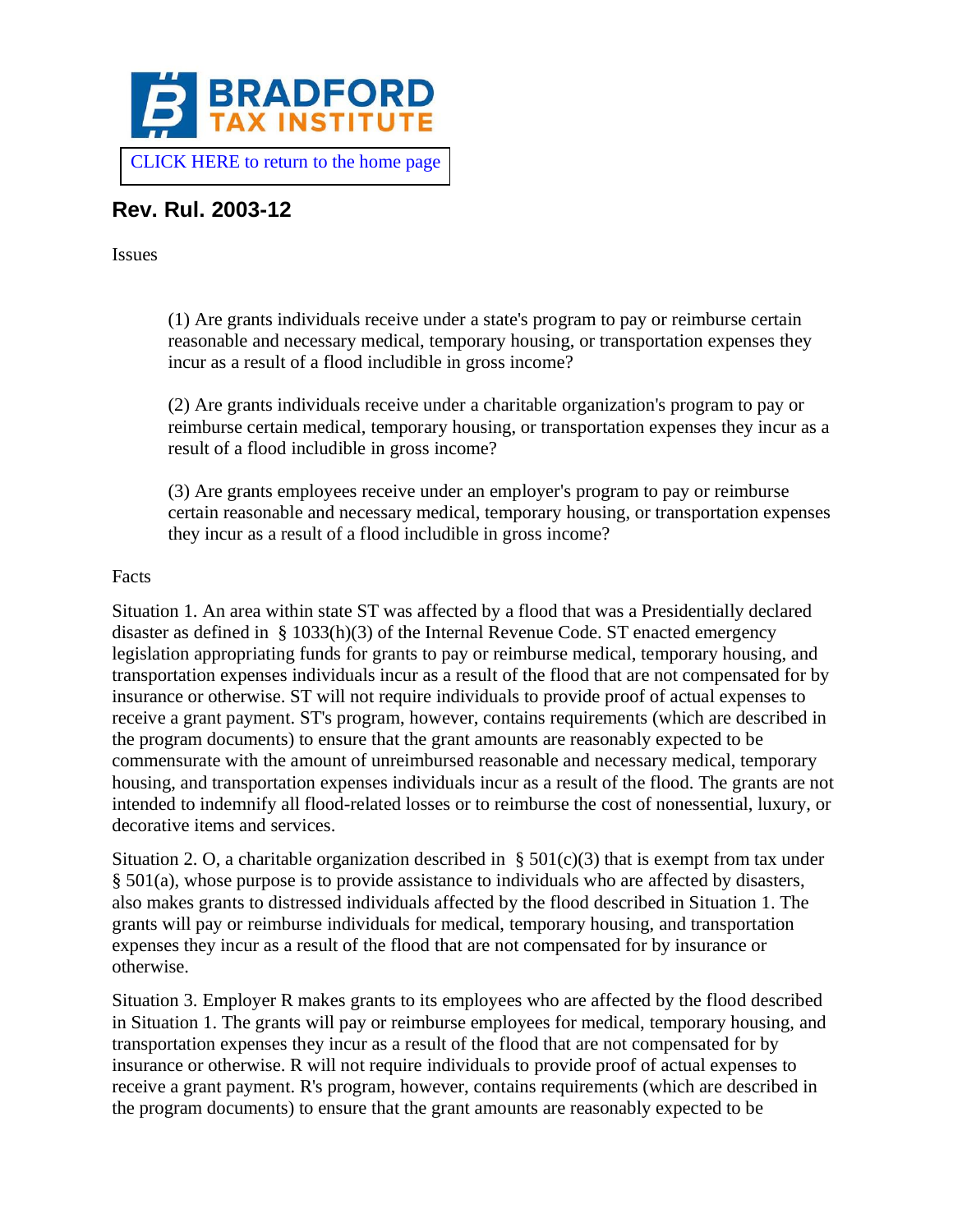BRADFORD TAX INSTITUTE

CLICK HERE to return to the home page

## Rev. Rul. 2003-12

Issues

> (1) Are grants individuals receive under a state's program to pay or reimburse certain reasonable and necessary medical, temporary housing, or transportation expenses they incur as a result of a flood includible in gross income?
>
> (2) Are grants individuals receive under a charitable organization's program to pay or reimburse certain medical, temporary housing, or transportation expenses they incur as a result of a flood includible in gross income?
>
> (3) Are grants employees receive under an employer's program to pay or reimburse certain reasonable and necessary medical, temporary housing, or transportation expenses they incur as a result of a flood includible in gross income?

Facts

Situation 1. An area within state ST was affected by a flood that was a Presidentially declared disaster as defined in § 1033(h)(3) of the Internal Revenue Code. ST enacted emergency legislation appropriating funds for grants to pay or reimburse medical, temporary housing, and transportation expenses individuals incur as a result of the flood that are not compensated for by insurance or otherwise. ST will not require individuals to provide proof of actual expenses to receive a grant payment. ST's program, however, contains requirements (which are described in the program documents) to ensure that the grant amounts are reasonably expected to be commensurate with the amount of unreimbursed reasonable and necessary medical, temporary housing, and transportation expenses individuals incur as a result of the flood. The grants are not intended to indemnify all flood-related losses or to reimburse the cost of nonessential, luxury, or decorative items and services.

Situation 2. O, a charitable organization described in § 501(c)(3) that is exempt from tax under § 501(a), whose purpose is to provide assistance to individuals who are affected by disasters, also makes grants to distressed individuals affected by the flood described in Situation 1. The grants will pay or reimburse individuals for medical, temporary housing, and transportation expenses they incur as a result of the flood that are not compensated for by insurance or otherwise.

Situation 3. Employer R makes grants to its employees who are affected by the flood described in Situation 1. The grants will pay or reimburse employees for medical, temporary housing, and transportation expenses they incur as a result of the flood that are not compensated for by insurance or otherwise. R will not require individuals to provide proof of actual expenses to receive a grant payment. R's program, however, contains requirements (which are described in the program documents) to ensure that the grant amounts are reasonably expected to be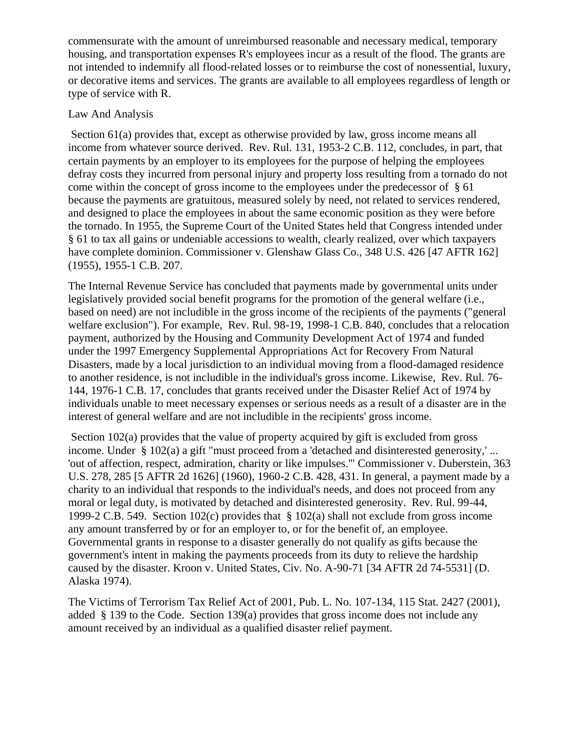commensurate with the amount of unreimbursed reasonable and necessary medical, temporary housing, and transportation expenses R's employees incur as a result of the flood. The grants are not intended to indemnify all flood-related losses or to reimburse the cost of nonessential, luxury, or decorative items and services. The grants are available to all employees regardless of length or type of service with R.

Law And Analysis

Section 61(a) provides that, except as otherwise provided by law, gross income means all income from whatever source derived. Rev. Rul. 131, 1953-2 C.B. 112, concludes, in part, that certain payments by an employer to its employees for the purpose of helping the employees defray costs they incurred from personal injury and property loss resulting from a tornado do not come within the concept of gross income to the employees under the predecessor of § 61 because the payments are gratuitous, measured solely by need, not related to services rendered, and designed to place the employees in about the same economic position as they were before the tornado. In 1955, the Supreme Court of the United States held that Congress intended under § 61 to tax all gains or undeniable accessions to wealth, clearly realized, over which taxpayers have complete dominion. Commissioner v. Glenshaw Glass Co., 348 U.S. 426 [47 AFTR 162] (1955), 1955-1 C.B. 207.

The Internal Revenue Service has concluded that payments made by governmental units under legislatively provided social benefit programs for the promotion of the general welfare (i.e., based on need) are not includible in the gross income of the recipients of the payments ("general welfare exclusion"). For example, Rev. Rul. 98-19, 1998-1 C.B. 840, concludes that a relocation payment, authorized by the Housing and Community Development Act of 1974 and funded under the 1997 Emergency Supplemental Appropriations Act for Recovery From Natural Disasters, made by a local jurisdiction to an individual moving from a flood-damaged residence to another residence, is not includible in the individual's gross income. Likewise, Rev. Rul. 76-144, 1976-1 C.B. 17, concludes that grants received under the Disaster Relief Act of 1974 by individuals unable to meet necessary expenses or serious needs as a result of a disaster are in the interest of general welfare and are not includible in the recipients' gross income.

Section 102(a) provides that the value of property acquired by gift is excluded from gross income. Under § 102(a) a gift "must proceed from a 'detached and disinterested generosity,' ... 'out of affection, respect, admiration, charity or like impulses.'" Commissioner v. Duberstein, 363 U.S. 278, 285 [5 AFTR 2d 1626] (1960), 1960-2 C.B. 428, 431. In general, a payment made by a charity to an individual that responds to the individual's needs, and does not proceed from any moral or legal duty, is motivated by detached and disinterested generosity. Rev. Rul. 99-44, 1999-2 C.B. 549. Section 102(c) provides that § 102(a) shall not exclude from gross income any amount transferred by or for an employer to, or for the benefit of, an employee. Governmental grants in response to a disaster generally do not qualify as gifts because the government's intent in making the payments proceeds from its duty to relieve the hardship caused by the disaster. Kroon v. United States, Civ. No. A-90-71 [34 AFTR 2d 74-5531] (D. Alaska 1974).

The Victims of Terrorism Tax Relief Act of 2001, Pub. L. No. 107-134, 115 Stat. 2427 (2001), added § 139 to the Code. Section 139(a) provides that gross income does not include any amount received by an individual as a qualified disaster relief payment.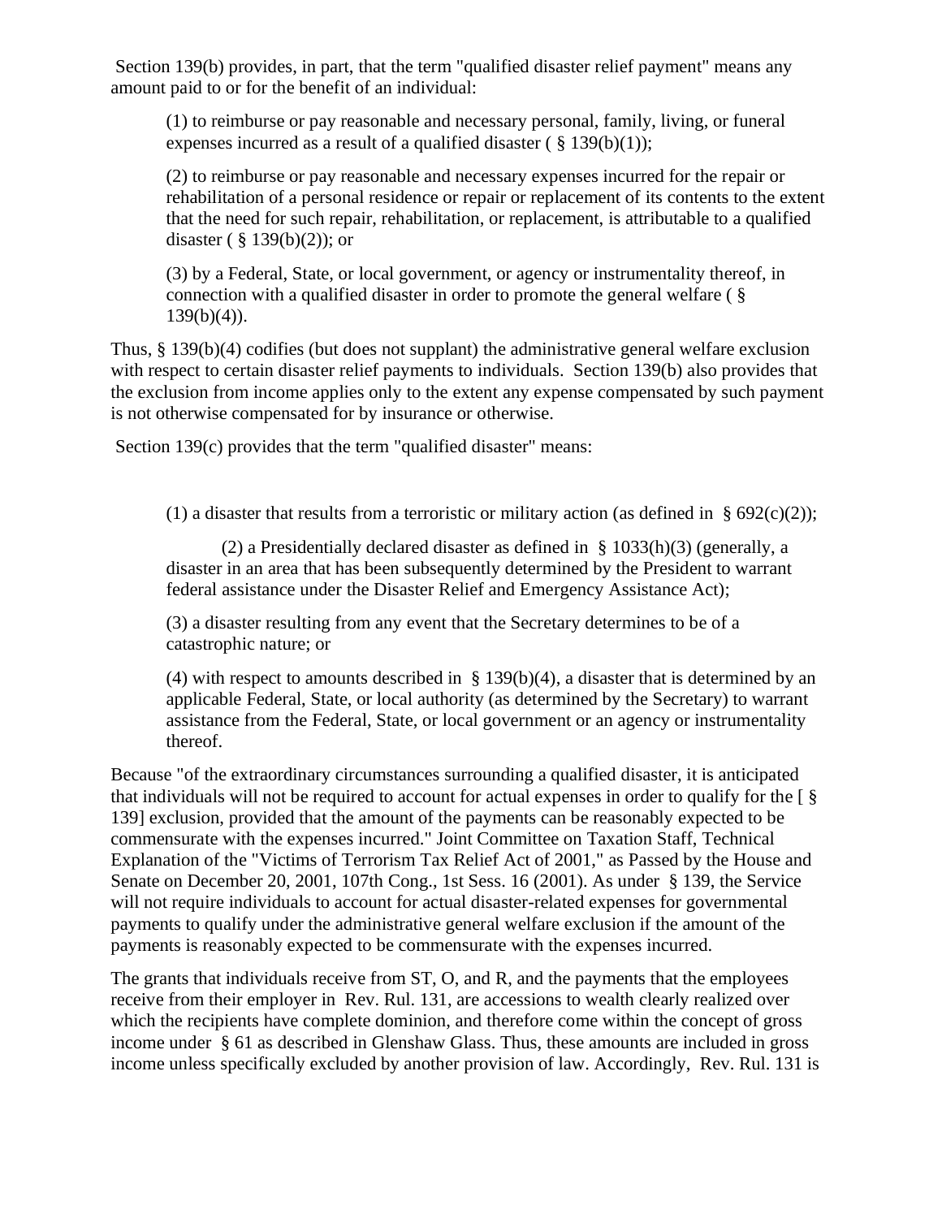Section 139(b) provides, in part, that the term "qualified disaster relief payment" means any amount paid to or for the benefit of an individual:

> (1) to reimburse or pay reasonable and necessary personal, family, living, or funeral expenses incurred as a result of a qualified disaster ( § 139(b)(1));
>
> (2) to reimburse or pay reasonable and necessary expenses incurred for the repair or rehabilitation of a personal residence or repair or replacement of its contents to the extent that the need for such repair, rehabilitation, or replacement, is attributable to a qualified disaster ( § 139(b)(2)); or
>
> (3) by a Federal, State, or local government, or agency or instrumentality thereof, in connection with a qualified disaster in order to promote the general welfare ( § 139(b)(4)).

Thus, § 139(b)(4) codifies (but does not supplant) the administrative general welfare exclusion with respect to certain disaster relief payments to individuals. Section 139(b) also provides that the exclusion from income applies only to the extent any expense compensated by such payment is not otherwise compensated for by insurance or otherwise.

Section 139(c) provides that the term "qualified disaster" means:

> (1) a disaster that results from a terroristic or military action (as defined in § 692(c)(2));
>
> (2) a Presidentially declared disaster as defined in § 1033(h)(3) (generally, a disaster in an area that has been subsequently determined by the President to warrant federal assistance under the Disaster Relief and Emergency Assistance Act);
>
> (3) a disaster resulting from any event that the Secretary determines to be of a catastrophic nature; or
>
> (4) with respect to amounts described in § 139(b)(4), a disaster that is determined by an applicable Federal, State, or local authority (as determined by the Secretary) to warrant assistance from the Federal, State, or local government or an agency or instrumentality thereof.

Because "of the extraordinary circumstances surrounding a qualified disaster, it is anticipated that individuals will not be required to account for actual expenses in order to qualify for the [ § 139] exclusion, provided that the amount of the payments can be reasonably expected to be commensurate with the expenses incurred." Joint Committee on Taxation Staff, Technical Explanation of the "Victims of Terrorism Tax Relief Act of 2001," as Passed by the House and Senate on December 20, 2001, 107th Cong., 1st Sess. 16 (2001). As under § 139, the Service will not require individuals to account for actual disaster-related expenses for governmental payments to qualify under the administrative general welfare exclusion if the amount of the payments is reasonably expected to be commensurate with the expenses incurred.

The grants that individuals receive from ST, O, and R, and the payments that the employees receive from their employer in Rev. Rul. 131, are accessions to wealth clearly realized over which the recipients have complete dominion, and therefore come within the concept of gross income under § 61 as described in Glenshaw Glass. Thus, these amounts are included in gross income unless specifically excluded by another provision of law. Accordingly, Rev. Rul. 131 is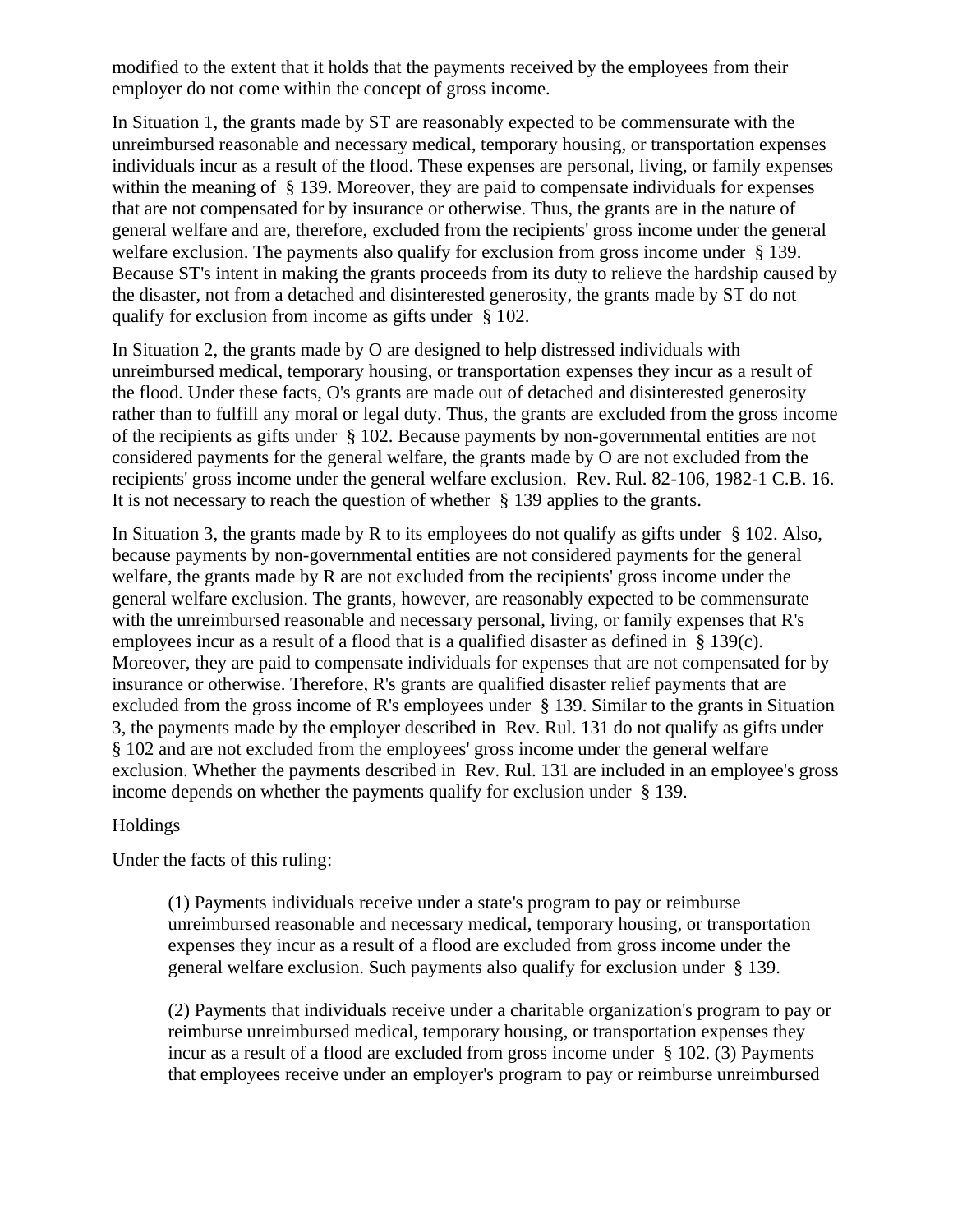modified to the extent that it holds that the payments received by the employees from their employer do not come within the concept of gross income.

In Situation 1, the grants made by ST are reasonably expected to be commensurate with the unreimbursed reasonable and necessary medical, temporary housing, or transportation expenses individuals incur as a result of the flood. These expenses are personal, living, or family expenses within the meaning of § 139. Moreover, they are paid to compensate individuals for expenses that are not compensated for by insurance or otherwise. Thus, the grants are in the nature of general welfare and are, therefore, excluded from the recipients' gross income under the general welfare exclusion. The payments also qualify for exclusion from gross income under § 139. Because ST's intent in making the grants proceeds from its duty to relieve the hardship caused by the disaster, not from a detached and disinterested generosity, the grants made by ST do not qualify for exclusion from income as gifts under § 102.

In Situation 2, the grants made by O are designed to help distressed individuals with unreimbursed medical, temporary housing, or transportation expenses they incur as a result of the flood. Under these facts, O's grants are made out of detached and disinterested generosity rather than to fulfill any moral or legal duty. Thus, the grants are excluded from the gross income of the recipients as gifts under § 102. Because payments by non-governmental entities are not considered payments for the general welfare, the grants made by O are not excluded from the recipients' gross income under the general welfare exclusion. Rev. Rul. 82-106, 1982-1 C.B. 16. It is not necessary to reach the question of whether § 139 applies to the grants.

In Situation 3, the grants made by R to its employees do not qualify as gifts under § 102. Also, because payments by non-governmental entities are not considered payments for the general welfare, the grants made by R are not excluded from the recipients' gross income under the general welfare exclusion. The grants, however, are reasonably expected to be commensurate with the unreimbursed reasonable and necessary personal, living, or family expenses that R's employees incur as a result of a flood that is a qualified disaster as defined in § 139(c). Moreover, they are paid to compensate individuals for expenses that are not compensated for by insurance or otherwise. Therefore, R's grants are qualified disaster relief payments that are excluded from the gross income of R's employees under § 139. Similar to the grants in Situation 3, the payments made by the employer described in Rev. Rul. 131 do not qualify as gifts under § 102 and are not excluded from the employees' gross income under the general welfare exclusion. Whether the payments described in Rev. Rul. 131 are included in an employee's gross income depends on whether the payments qualify for exclusion under § 139.

## Holdings

Under the facts of this ruling:

> (1) Payments individuals receive under a state's program to pay or reimburse unreimbursed reasonable and necessary medical, temporary housing, or transportation expenses they incur as a result of a flood are excluded from gross income under the general welfare exclusion. Such payments also qualify for exclusion under § 139.
>
> (2) Payments that individuals receive under a charitable organization's program to pay or reimburse unreimbursed medical, temporary housing, or transportation expenses they incur as a result of a flood are excluded from gross income under § 102. (3) Payments that employees receive under an employer's program to pay or reimburse unreimbursed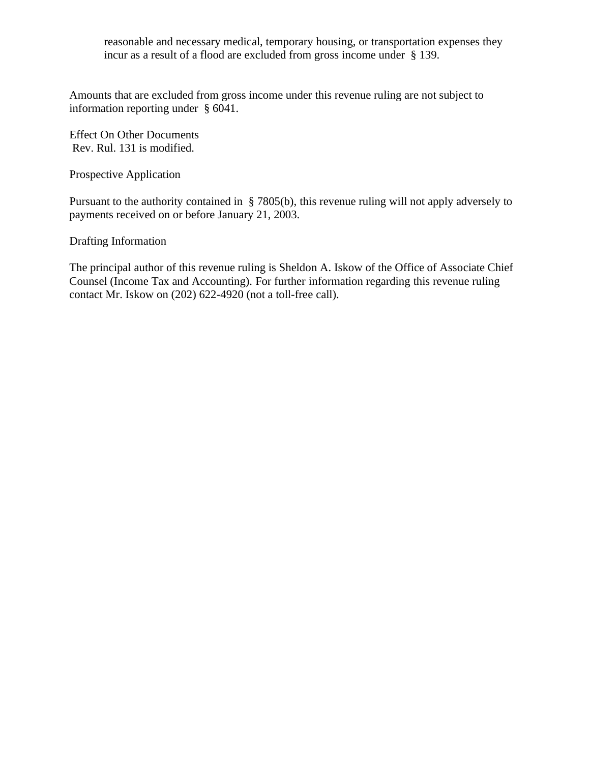reasonable and necessary medical, temporary housing, or transportation expenses they incur as a result of a flood are excluded from gross income under § 139.

Amounts that are excluded from gross income under this revenue ruling are not subject to information reporting under § 6041.

Effect On Other Documents

Rev. Rul. 131 is modified.

Prospective Application

Pursuant to the authority contained in § 7805(b), this revenue ruling will not apply adversely to payments received on or before January 21, 2003.

Drafting Information

The principal author of this revenue ruling is Sheldon A. Iskow of the Office of Associate Chief Counsel (Income Tax and Accounting). For further information regarding this revenue ruling contact Mr. Iskow on (202) 622-4920 (not a toll-free call).